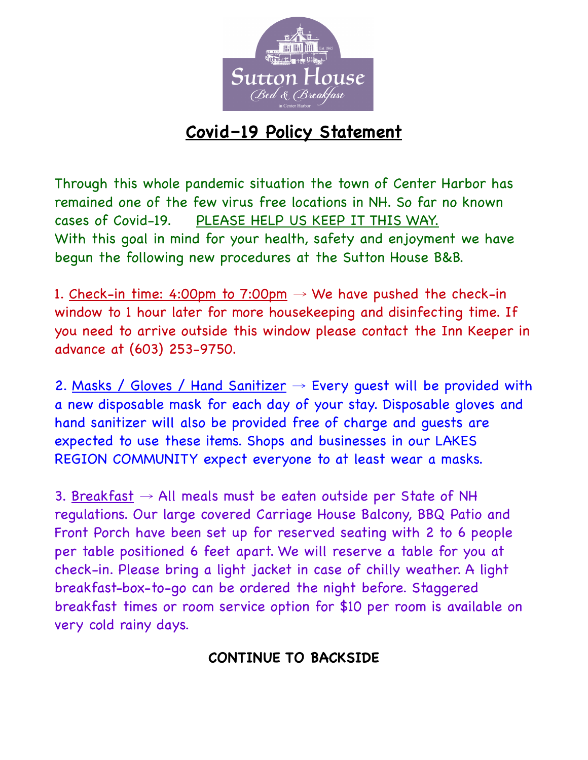# Covid-19 Policy Statement

Through this whole pandemic situation the town of Center Harbor has remained one of the few virus free locations in NH. So far no known cases of Covid-19. PLEASE HELP US KEEP IT THIS WAY.
With this goal in mind for your health, safety and enjoyment we have begun the following new procedures at the Sutton House B&B.

1. Check-in time: 4:00pm to 7:00pm → We have pushed the check-in window to 1 hour later for more housekeeping and disinfecting time. If you need to arrive outside this window please contact the Inn Keeper in advance at (603) 253-9750.

2. Masks / Gloves / Hand Sanitizer → Every guest will be provided with a new disposable mask for each day of your stay. Disposable gloves and hand sanitizer will also be provided free of charge and guests are expected to use these items. Shops and businesses in our LAKES REGION COMMUNITY expect everyone to at least wear a masks.

3. Breakfast → All meals must be eaten outside per State of NH regulations. Our large covered Carriage House Balcony, BBQ Patio and Front Porch have been set up for reserved seating with 2 to 6 people per table positioned 6 feet apart. We will reserve a table for you at check-in. Please bring a light jacket in case of chilly weather. A light breakfast-box-to-go can be ordered the night before. Staggered breakfast times or room service option for $10 per room is available on very cold rainy days.

**CONTINUE TO BACKSIDE**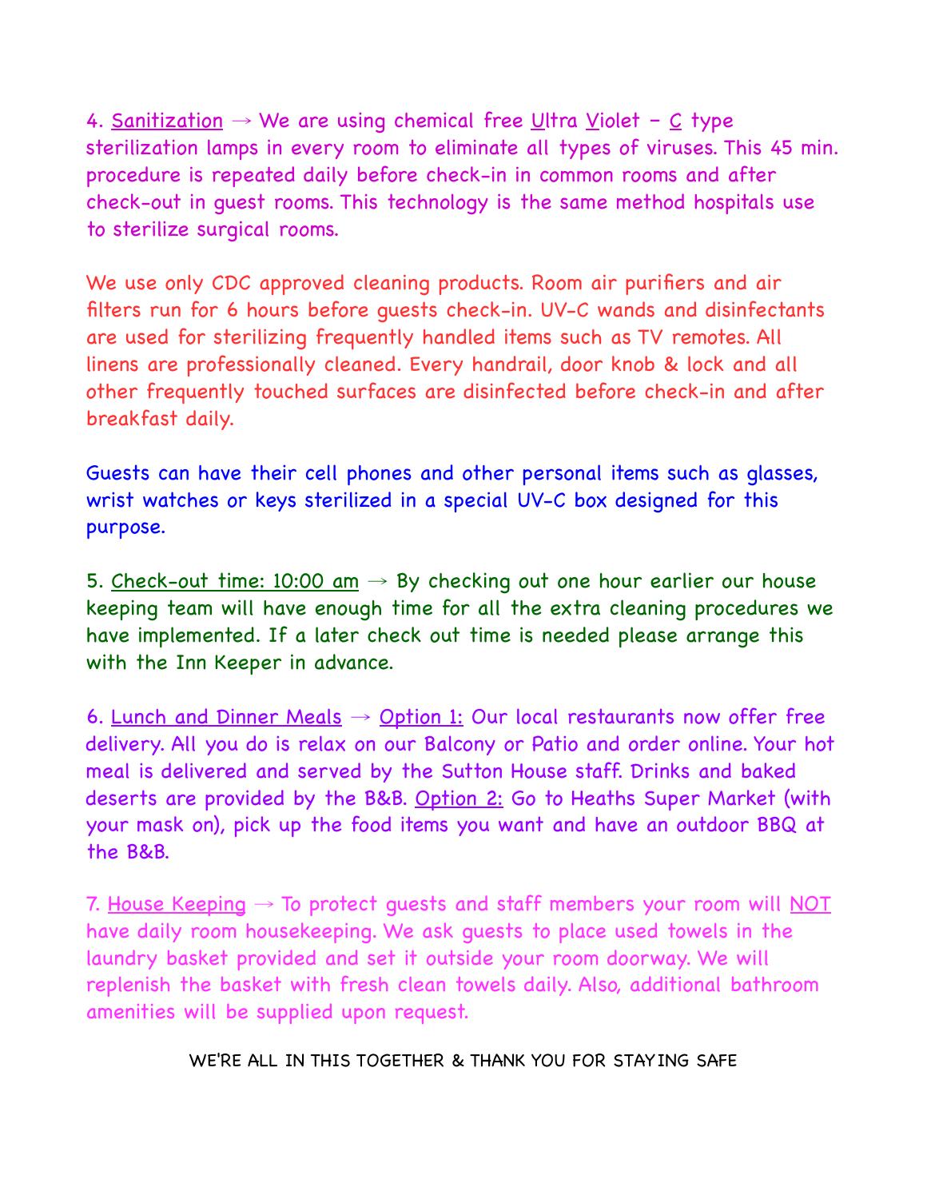4. <u>Sanitization</u> → We are using chemical free <u>U</u>ltra <u>V</u>iolet - <u>C</u> type sterilization lamps in every room to eliminate all types of viruses. This 45 min. procedure is repeated daily before check-in in common rooms and after check-out in guest rooms. This technology is the same method hospitals use to sterilize surgical rooms.

We use only CDC approved cleaning products. Room air purifiers and air filters run for 6 hours before guests check-in. UV-C wands and disinfectants are used for sterilizing frequently handled items such as TV remotes. All linens are professionally cleaned. Every handrail, door knob & lock and all other frequently touched surfaces are disinfected before check-in and after breakfast daily.

Guests can have their cell phones and other personal items such as glasses, wrist watches or keys sterilized in a special UV-C box designed for this purpose.

5. <u>Check-out time: 10:00 am</u> → By checking out one hour earlier our house keeping team will have enough time for all the extra cleaning procedures we have implemented. If a later check out time is needed please arrange this with the Inn Keeper in advance.

6. <u>Lunch and Dinner Meals</u> → <u>Option 1:</u> Our local restaurants now offer free delivery. All you do is relax on our Balcony or Patio and order online. Your hot meal is delivered and served by the Sutton House staff. Drinks and baked deserts are provided by the B&B. <u>Option 2:</u> Go to Heaths Super Market (with your mask on), pick up the food items you want and have an outdoor BBQ at the B&B.

7. <u>House Keeping</u> → To protect guests and staff members your room will <u>NOT</u> have daily room housekeeping. We ask guests to place used towels in the laundry basket provided and set it outside your room doorway. We will replenish the basket with fresh clean towels daily. Also, additional bathroom amenities will be supplied upon request.

WE'RE ALL IN THIS TOGETHER & THANK YOU FOR STAYING SAFE